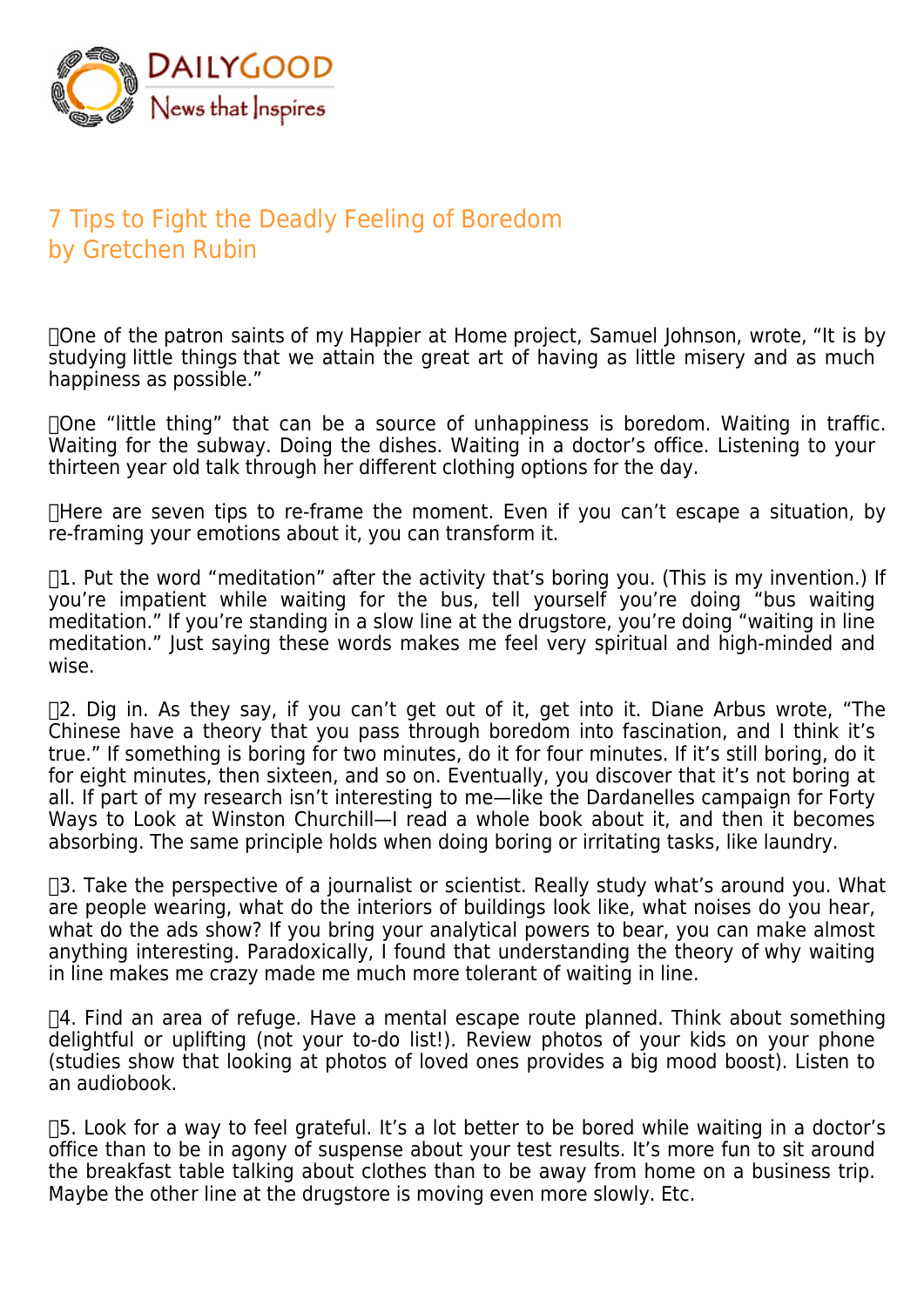DAILYGOOD
News that Inspires

# 7 Tips to Fight the Deadly Feeling of Boredom
## by Gretchen Rubin

One of the patron saints of my Happier at Home project, Samuel Johnson, wrote, "It is by studying little things that we attain the great art of having as little misery and as much happiness as possible."

One "little thing" that can be a source of unhappiness is boredom. Waiting in traffic. Waiting for the subway. Doing the dishes. Waiting in a doctor's office. Listening to your thirteen year old talk through her different clothing options for the day.

Here are seven tips to re-frame the moment. Even if you can't escape a situation, by re-framing your emotions about it, you can transform it.

1. Put the word "meditation" after the activity that's boring you. (This is my invention.) If you're impatient while waiting for the bus, tell yourself you're doing "bus waiting meditation." If you're standing in a slow line at the drugstore, you're doing "waiting in line meditation." Just saying these words makes me feel very spiritual and high-minded and wise.

2. Dig in. As they say, if you can't get out of it, get into it. Diane Arbus wrote, "The Chinese have a theory that you pass through boredom into fascination, and I think it's true." If something is boring for two minutes, do it for four minutes. If it's still boring, do it for eight minutes, then sixteen, and so on. Eventually, you discover that it's not boring at all. If part of my research isn't interesting to me—like the Dardanelles campaign for Forty Ways to Look at Winston Churchill—I read a whole book about it, and then it becomes absorbing. The same principle holds when doing boring or irritating tasks, like laundry.

3. Take the perspective of a journalist or scientist. Really study what's around you. What are people wearing, what do the interiors of buildings look like, what noises do you hear, what do the ads show? If you bring your analytical powers to bear, you can make almost anything interesting. Paradoxically, I found that understanding the theory of why waiting in line makes me crazy made me much more tolerant of waiting in line.

4. Find an area of refuge. Have a mental escape route planned. Think about something delightful or uplifting (not your to-do list!). Review photos of your kids on your phone (studies show that looking at photos of loved ones provides a big mood boost). Listen to an audiobook.

5. Look for a way to feel grateful. It's a lot better to be bored while waiting in a doctor's office than to be in agony of suspense about your test results. It's more fun to sit around the breakfast table talking about clothes than to be away from home on a business trip. Maybe the other line at the drugstore is moving even more slowly. Etc.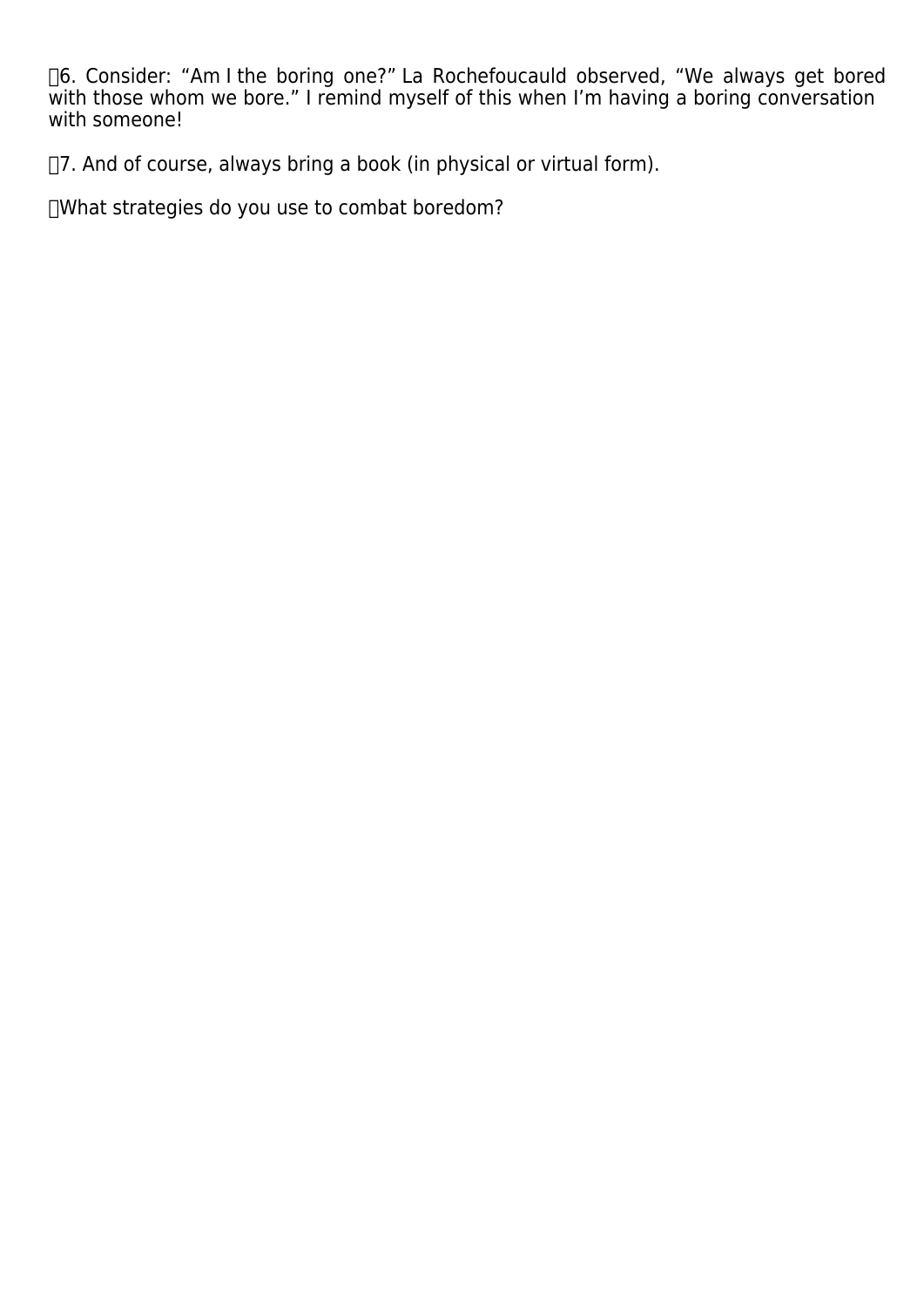6. Consider: “Am I the boring one?” La Rochefoucauld observed, “We always get bored with those whom we bore.” I remind myself of this when I’m having a boring conversation with someone!

7. And of course, always bring a book (in physical or virtual form).

What strategies do you use to combat boredom?